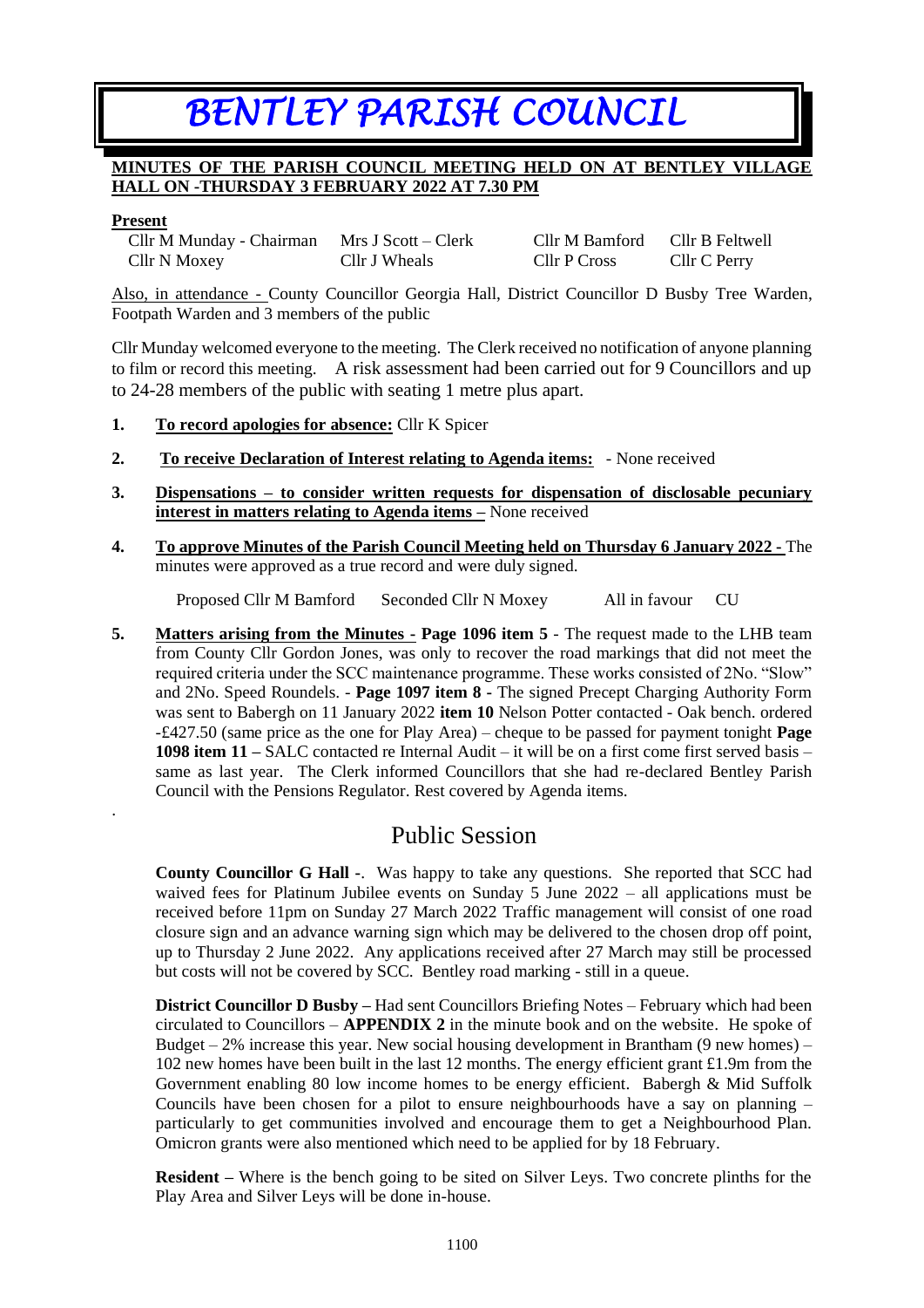# BENTLEY PARISH COUNCIL

**MINUTES OF THE PARISH COUNCIL MEETING HELD ON AT BENTLEY VILLAGE HALL ON -THURSDAY 3 FEBRUARY 2022 AT 7.30 PM**

**Present**

| | | | |
|---|---|---|---|
| Cllr M Munday - Chairman | Mrs J Scott – Clerk | Cllr M Bamford | Cllr B Feltwell |
| Cllr N Moxey | Cllr J Wheals | Cllr P Cross | Cllr C Perry |

Also, in attendance - County Councillor Georgia Hall, District Councillor D Busby Tree Warden, Footpath Warden and 3 members of the public

Cllr Munday welcomed everyone to the meeting. The Clerk received no notification of anyone planning to film or record this meeting. A risk assessment had been carried out for 9 Councillors and up to 24-28 members of the public with seating 1 metre plus apart.

1. **To record apologies for absence:** Cllr K Spicer

2. **To receive Declaration of Interest relating to Agenda items:** - None received

3. **Dispensations – to consider written requests for dispensation of disclosable pecuniary interest in matters relating to Agenda items –** None received

4. **To approve Minutes of the Parish Council Meeting held on Thursday 6 January 2022 -** The minutes were approved as a true record and were duly signed.

   Proposed Cllr M Bamford Seconded Cllr N Moxey All in favour CU

5. **Matters arising from the Minutes - Page 1096 item 5** - The request made to the LHB team from County Cllr Gordon Jones, was only to recover the road markings that did not meet the required criteria under the SCC maintenance programme. These works consisted of 2No. "Slow" and 2No. Speed Roundels. - **Page 1097 item 8 -** The signed Precept Charging Authority Form was sent to Babergh on 11 January 2022 **item 10** Nelson Potter contacted - Oak bench. ordered -£427.50 (same price as the one for Play Area) – cheque to be passed for payment tonight **Page 1098 item 11 –** SALC contacted re Internal Audit – it will be on a first come first served basis – same as last year. The Clerk informed Councillors that she had re-declared Bentley Parish Council with the Pensions Regulator. Rest covered by Agenda items.

## Public Session

**County Councillor G Hall -**. Was happy to take any questions. She reported that SCC had waived fees for Platinum Jubilee events on Sunday 5 June 2022 – all applications must be received before 11pm on Sunday 27 March 2022 Traffic management will consist of one road closure sign and an advance warning sign which may be delivered to the chosen drop off point, up to Thursday 2 June 2022. Any applications received after 27 March may still be processed but costs will not be covered by SCC. Bentley road marking - still in a queue.

**District Councillor D Busby –** Had sent Councillors Briefing Notes – February which had been circulated to Councillors – **APPENDIX 2** in the minute book and on the website. He spoke of Budget – 2% increase this year. New social housing development in Brantham (9 new homes) – 102 new homes have been built in the last 12 months. The energy efficient grant £1.9m from the Government enabling 80 low income homes to be energy efficient. Babergh & Mid Suffolk Councils have been chosen for a pilot to ensure neighbourhoods have a say on planning – particularly to get communities involved and encourage them to get a Neighbourhood Plan. Omicron grants were also mentioned which need to be applied for by 18 February.

**Resident –** Where is the bench going to be sited on Silver Leys. Two concrete plinths for the Play Area and Silver Leys will be done in-house.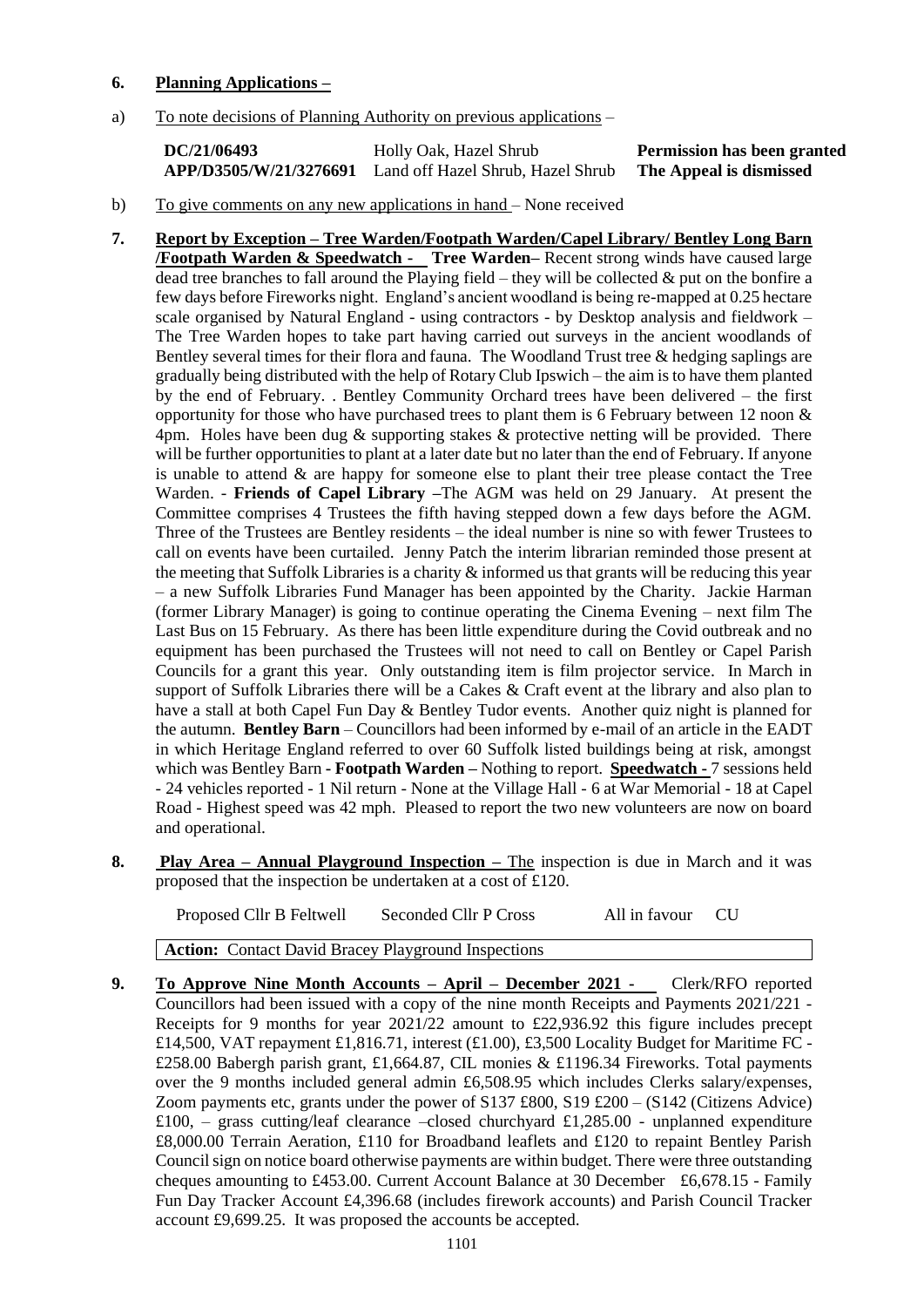**6. Planning Applications –**

a) To note decisions of Planning Authority on previous applications –

| | | |
|---|---|---|
| **DC/21/06493** | Holly Oak, Hazel Shrub | **Permission has been granted** |
| **APP/D3505/W/21/3276691** | Land off Hazel Shrub, Hazel Shrub | **The Appeal is dismissed** |

b) To give comments on any new applications in hand – None received

**7. Report by Exception – Tree Warden/Footpath Warden/Capel Library/ Bentley Long Barn /Footpath Warden & Speedwatch - Tree Warden–** Recent strong winds have caused large dead tree branches to fall around the Playing field – they will be collected & put on the bonfire a few days before Fireworks night. England's ancient woodland is being re-mapped at 0.25 hectare scale organised by Natural England - using contractors - by Desktop analysis and fieldwork – The Tree Warden hopes to take part having carried out surveys in the ancient woodlands of Bentley several times for their flora and fauna. The Woodland Trust tree & hedging saplings are gradually being distributed with the help of Rotary Club Ipswich – the aim is to have them planted by the end of February. . Bentley Community Orchard trees have been delivered – the first opportunity for those who have purchased trees to plant them is 6 February between 12 noon & 4pm. Holes have been dug & supporting stakes & protective netting will be provided. There will be further opportunities to plant at a later date but no later than the end of February. If anyone is unable to attend & are happy for someone else to plant their tree please contact the Tree Warden. - **Friends of Capel Library –**The AGM was held on 29 January. At present the Committee comprises 4 Trustees the fifth having stepped down a few days before the AGM. Three of the Trustees are Bentley residents – the ideal number is nine so with fewer Trustees to call on events have been curtailed. Jenny Patch the interim librarian reminded those present at the meeting that Suffolk Libraries is a charity & informed us that grants will be reducing this year – a new Suffolk Libraries Fund Manager has been appointed by the Charity. Jackie Harman (former Library Manager) is going to continue operating the Cinema Evening – next film The Last Bus on 15 February. As there has been little expenditure during the Covid outbreak and no equipment has been purchased the Trustees will not need to call on Bentley or Capel Parish Councils for a grant this year. Only outstanding item is film projector service. In March in support of Suffolk Libraries there will be a Cakes & Craft event at the library and also plan to have a stall at both Capel Fun Day & Bentley Tudor events. Another quiz night is planned for the autumn. **Bentley Barn** – Councillors had been informed by e-mail of an article in the EADT in which Heritage England referred to over 60 Suffolk listed buildings being at risk, amongst which was Bentley Barn **- Footpath Warden –** Nothing to report. **Speedwatch -** 7 sessions held - 24 vehicles reported - 1 Nil return - None at the Village Hall - 6 at War Memorial - 18 at Capel Road - Highest speed was 42 mph. Pleased to report the two new volunteers are now on board and operational.

**8. Play Area – Annual Playground Inspection –** The inspection is due in March and it was proposed that the inspection be undertaken at a cost of £120.

Proposed Cllr B Feltwell    Seconded Cllr P Cross    All in favour    CU

| **Action:** Contact David Bracey Playground Inspections |
|---|

**9. To Approve Nine Month Accounts – April – December 2021 -** Clerk/RFO reported Councillors had been issued with a copy of the nine month Receipts and Payments 2021/221 - Receipts for 9 months for year 2021/22 amount to £22,936.92 this figure includes precept £14,500, VAT repayment £1,816.71, interest (£1.00), £3,500 Locality Budget for Maritime FC - £258.00 Babergh parish grant, £1,664.87, CIL monies & £1196.34 Fireworks. Total payments over the 9 months included general admin £6,508.95 which includes Clerks salary/expenses, Zoom payments etc, grants under the power of S137 £800, S19 £200 – (S142 (Citizens Advice) £100, – grass cutting/leaf clearance –closed churchyard £1,285.00 - unplanned expenditure £8,000.00 Terrain Aeration, £110 for Broadband leaflets and £120 to repaint Bentley Parish Council sign on notice board otherwise payments are within budget. There were three outstanding cheques amounting to £453.00. Current Account Balance at 30 December £6,678.15 - Family Fun Day Tracker Account £4,396.68 (includes firework accounts) and Parish Council Tracker account £9,699.25. It was proposed the accounts be accepted.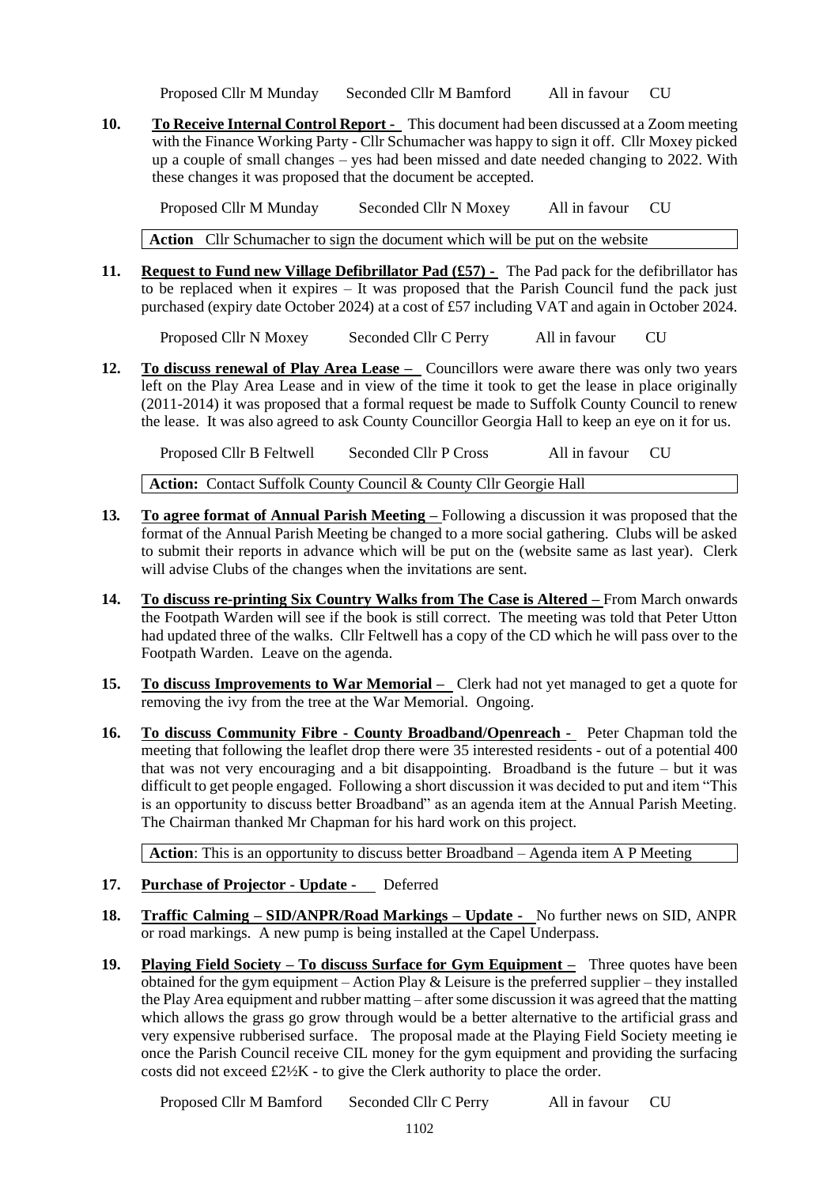Proposed Cllr M Munday    Seconded Cllr M Bamford    All in favour    CU

**10. To Receive Internal Control Report -** This document had been discussed at a Zoom meeting with the Finance Working Party - Cllr Schumacher was happy to sign it off. Cllr Moxey picked up a couple of small changes – yes had been missed and date needed changing to 2022. With these changes it was proposed that the document be accepted.

Proposed Cllr M Munday    Seconded Cllr N Moxey    All in favour    CU

| **Action** Cllr Schumacher to sign the document which will be put on the website |
|---|

**11. Request to Fund new Village Defibrillator Pad (£57) -** The Pad pack for the defibrillator has to be replaced when it expires – It was proposed that the Parish Council fund the pack just purchased (expiry date October 2024) at a cost of £57 including VAT and again in October 2024.

Proposed Cllr N Moxey    Seconded Cllr C Perry    All in favour    CU

**12. To discuss renewal of Play Area Lease –** Councillors were aware there was only two years left on the Play Area Lease and in view of the time it took to get the lease in place originally (2011-2014) it was proposed that a formal request be made to Suffolk County Council to renew the lease. It was also agreed to ask County Councillor Georgia Hall to keep an eye on it for us.

Proposed Cllr B Feltwell    Seconded Cllr P Cross    All in favour    CU

| **Action:** Contact Suffolk County Council & County Cllr Georgie Hall |
|---|

**13. To agree format of Annual Parish Meeting –** Following a discussion it was proposed that the format of the Annual Parish Meeting be changed to a more social gathering. Clubs will be asked to submit their reports in advance which will be put on the (website same as last year). Clerk will advise Clubs of the changes when the invitations are sent.

**14. To discuss re-printing Six Country Walks from The Case is Altered –** From March onwards the Footpath Warden will see if the book is still correct. The meeting was told that Peter Utton had updated three of the walks. Cllr Feltwell has a copy of the CD which he will pass over to the Footpath Warden. Leave on the agenda.

**15. To discuss Improvements to War Memorial –** Clerk had not yet managed to get a quote for removing the ivy from the tree at the War Memorial. Ongoing.

**16. To discuss Community Fibre - County Broadband/Openreach -** Peter Chapman told the meeting that following the leaflet drop there were 35 interested residents - out of a potential 400 that was not very encouraging and a bit disappointing. Broadband is the future – but it was difficult to get people engaged. Following a short discussion it was decided to put and item "This is an opportunity to discuss better Broadband" as an agenda item at the Annual Parish Meeting. The Chairman thanked Mr Chapman for his hard work on this project.

| **Action**: This is an opportunity to discuss better Broadband – Agenda item A P Meeting |
|---|

**17. Purchase of Projector - Update -** Deferred

**18. Traffic Calming – SID/ANPR/Road Markings – Update -** No further news on SID, ANPR or road markings. A new pump is being installed at the Capel Underpass.

**19. Playing Field Society – To discuss Surface for Gym Equipment –** Three quotes have been obtained for the gym equipment – Action Play & Leisure is the preferred supplier – they installed the Play Area equipment and rubber matting – after some discussion it was agreed that the matting which allows the grass go grow through would be a better alternative to the artificial grass and very expensive rubberised surface. The proposal made at the Playing Field Society meeting ie once the Parish Council receive CIL money for the gym equipment and providing the surfacing costs did not exceed £2½K - to give the Clerk authority to place the order.

Proposed Cllr M Bamford    Seconded Cllr C Perry    All in favour    CU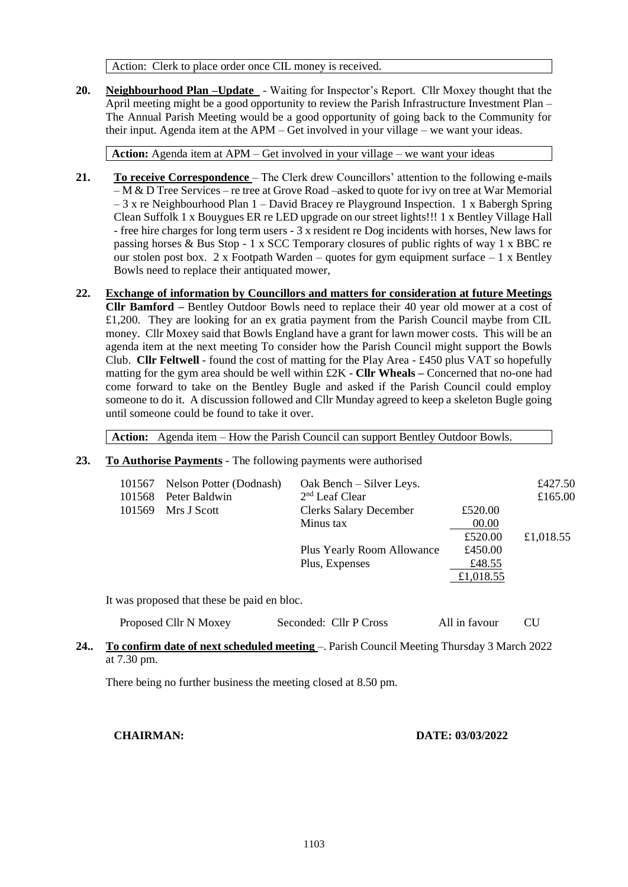Action: Clerk to place order once CIL money is received.

**20.** **Neighbourhood Plan –Update** - Waiting for Inspector's Report. Cllr Moxey thought that the April meeting might be a good opportunity to review the Parish Infrastructure Investment Plan – The Annual Parish Meeting would be a good opportunity of going back to the Community for their input. Agenda item at the APM – Get involved in your village – we want your ideas.

**Action:** Agenda item at APM – Get involved in your village – we want your ideas

**21.** **To receive Correspondence** – The Clerk drew Councillors' attention to the following e-mails – M & D Tree Services – re tree at Grove Road –asked to quote for ivy on tree at War Memorial – 3 x re Neighbourhood Plan 1 – David Bracey re Playground Inspection. 1 x Babergh Spring Clean Suffolk 1 x Bouygues ER re LED upgrade on our street lights!!! 1 x Bentley Village Hall - free hire charges for long term users - 3 x resident re Dog incidents with horses, New laws for passing horses & Bus Stop - 1 x SCC Temporary closures of public rights of way 1 x BBC re our stolen post box. 2 x Footpath Warden – quotes for gym equipment surface – 1 x Bentley Bowls need to replace their antiquated mower,

**22.** **Exchange of information by Councillors and matters for consideration at future Meetings** **Cllr Bamford –** Bentley Outdoor Bowls need to replace their 40 year old mower at a cost of £1,200. They are looking for an ex gratia payment from the Parish Council maybe from CIL money. Cllr Moxey said that Bowls England have a grant for lawn mower costs. This will be an agenda item at the next meeting To consider how the Parish Council might support the Bowls Club. **Cllr Feltwell** - found the cost of matting for the Play Area - £450 plus VAT so hopefully matting for the gym area should be well within £2K - **Cllr Wheals –** Concerned that no-one had come forward to take on the Bentley Bugle and asked if the Parish Council could employ someone to do it. A discussion followed and Cllr Munday agreed to keep a skeleton Bugle going until someone could be found to take it over.

**Action:** Agenda item – How the Parish Council can support Bentley Outdoor Bowls.

**23.** **To Authorise Payments** - The following payments were authorised

| | | | | |
|---|---|---|---|---|
| 101567 | Nelson Potter (Dodnash) | Oak Bench – Silver Leys. | | £427.50 |
| 101568 | Peter Baldwin | 2nd Leaf Clear | | £165.00 |
| 101569 | Mrs J Scott | Clerks Salary December | £520.00 | |
| | | Minus tax | 00.00 | |
| | | | £520.00 | £1,018.55 |
| | | Plus Yearly Room Allowance | £450.00 | |
| | | Plus, Expenses | £48.55 | |
| | | | £1,018.55 | |

It was proposed that these be paid en bloc.

Proposed Cllr N Moxey Seconded: Cllr P Cross All in favour CU

**24..** **To confirm date of next scheduled meeting** –. Parish Council Meeting Thursday 3 March 2022 at 7.30 pm.

There being no further business the meeting closed at 8.50 pm.

**CHAIRMAN:** **DATE: 03/03/2022**